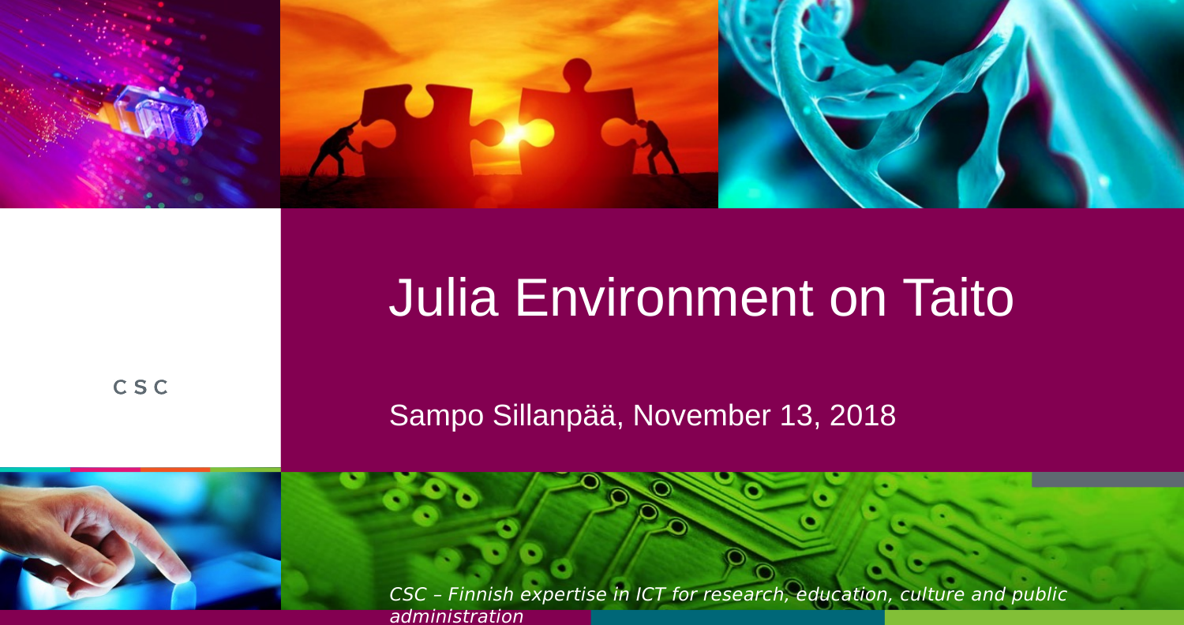# Julia Environment on Taito

CSC

Sampo Sillanpää, November 13, 2018

*CSC – Finnish expertise in ICT for research, education, culture and public administration*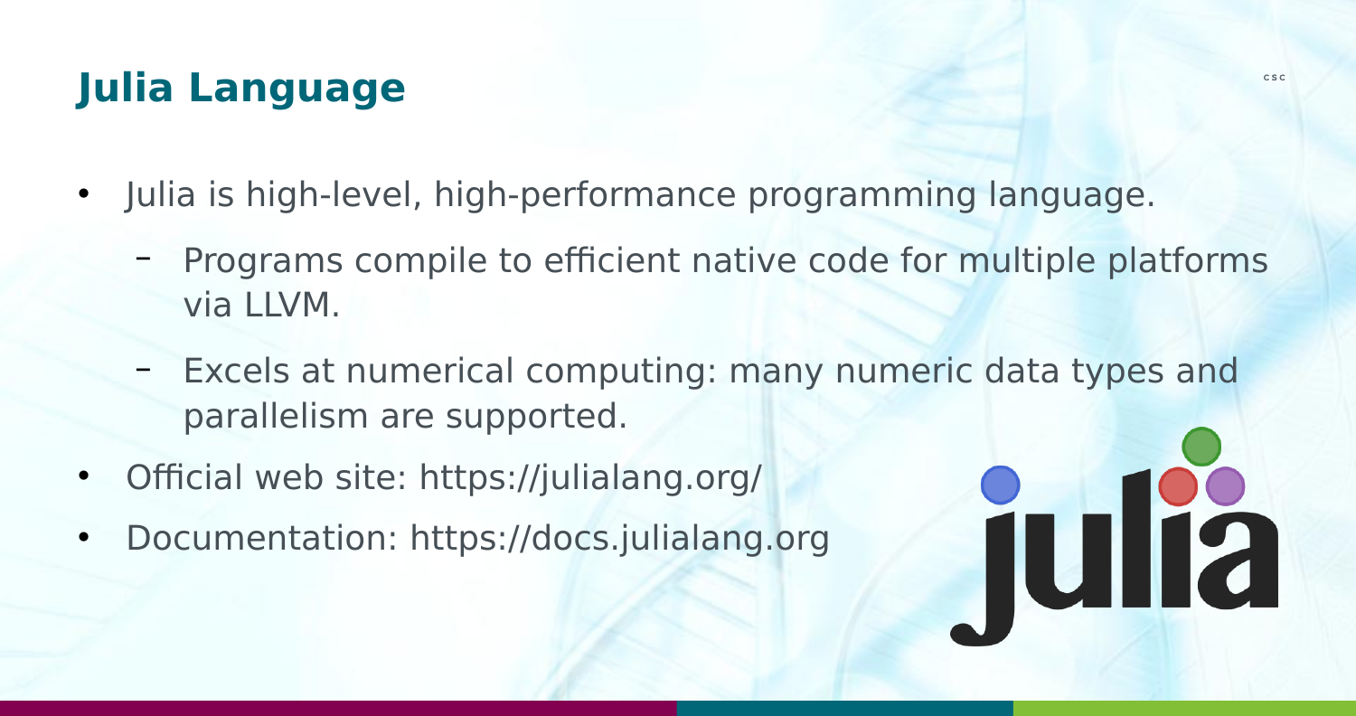# Julia Language

- Julia is high-level, high-performance programming language.
  - Programs compile to efficient native code for multiple platforms via LLVM.
  - Excels at numerical computing: many numeric data types and parallelism are supported.
- Official web site: https://julialang.org/
- Documentation: https://docs.julialang.org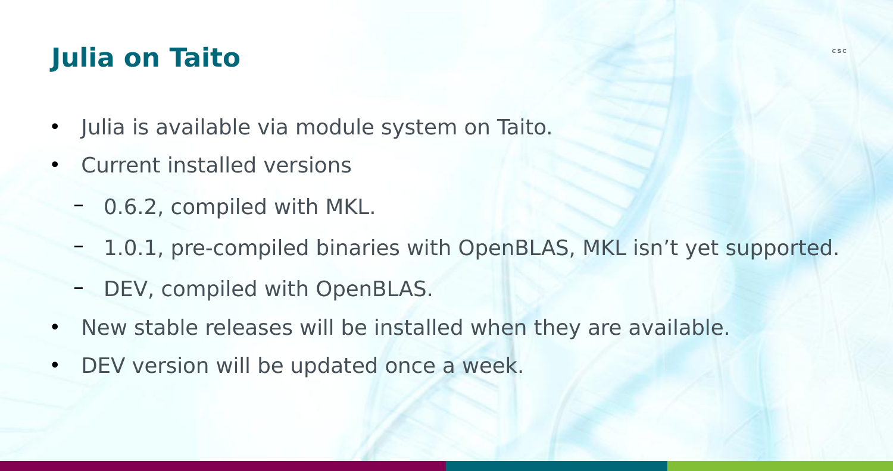# Julia on Taito

- Julia is available via module system on Taito.
- Current installed versions
  - 0.6.2, compiled with MKL.
  - 1.0.1, pre-compiled binaries with OpenBLAS, MKL isn’t yet supported.
  - DEV, compiled with OpenBLAS.
- New stable releases will be installed when they are available.
- DEV version will be updated once a week.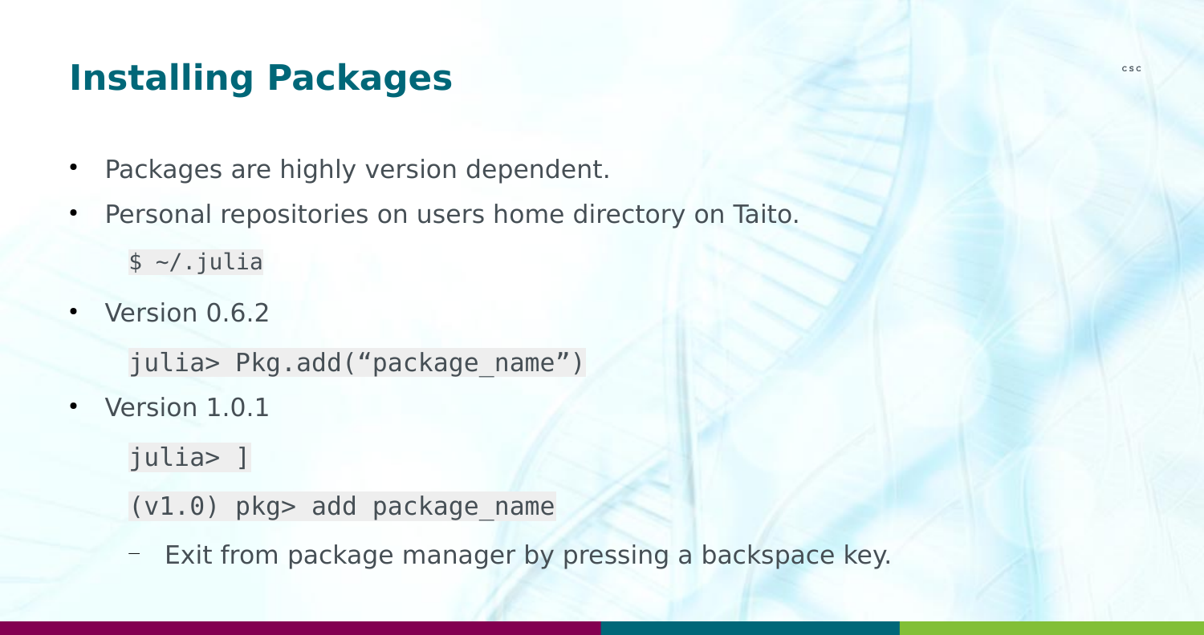# Installing Packages

- Packages are highly version dependent.
- Personal repositories on users home directory on Taito.

```
$ ~/.julia
```

- Version 0.6.2

```
julia> Pkg.add("package_name")
```

- Version 1.0.1

```
julia> ]
```

```
(v1.0) pkg> add package_name
```

  - Exit from package manager by pressing a backspace key.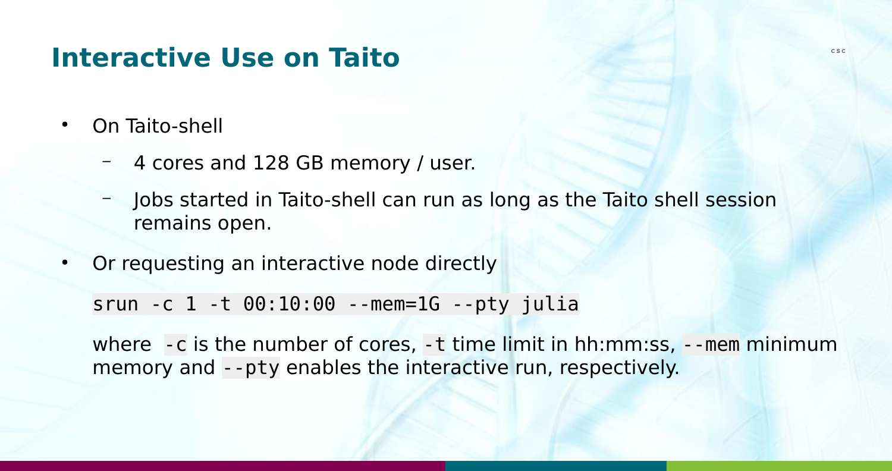# Interactive Use on Taito

- On Taito-shell
  - 4 cores and 128 GB memory / user.
  - Jobs started in Taito-shell can run as long as the Taito shell session remains open.
- Or requesting an interactive node directly

  ```
  srun -c 1 -t 00:10:00 --mem=1G --pty julia
  ```

  where `-c` is the number of cores, `-t` time limit in hh:mm:ss, `--mem` minimum memory and `--pty` enables the interactive run, respectively.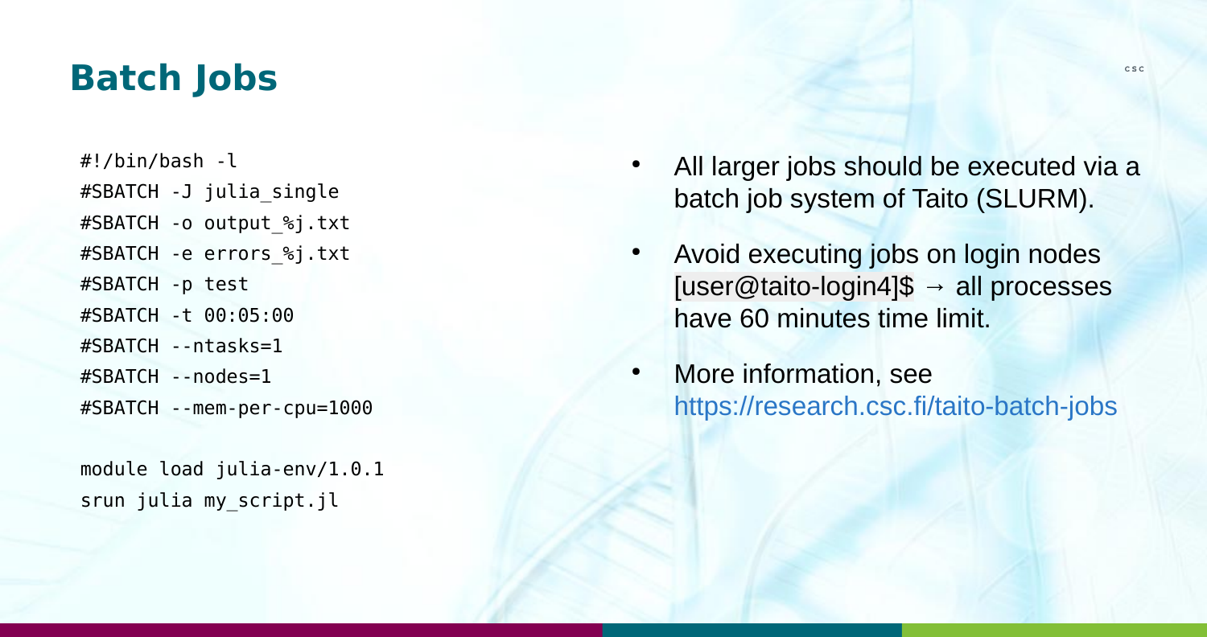# Batch Jobs

```
#!/bin/bash -l
#SBATCH -J julia_single
#SBATCH -o output_%j.txt
#SBATCH -e errors_%j.txt
#SBATCH -p test
#SBATCH -t 00:05:00
#SBATCH --ntasks=1
#SBATCH --nodes=1
#SBATCH --mem-per-cpu=1000

module load julia-env/1.0.1
srun julia my_script.jl
```

- All larger jobs should be executed via a batch job system of Taito (SLURM).
- Avoid executing jobs on login nodes [user@taito-login4]$ → all processes have 60 minutes time limit.
- More information, see https://research.csc.fi/taito-batch-jobs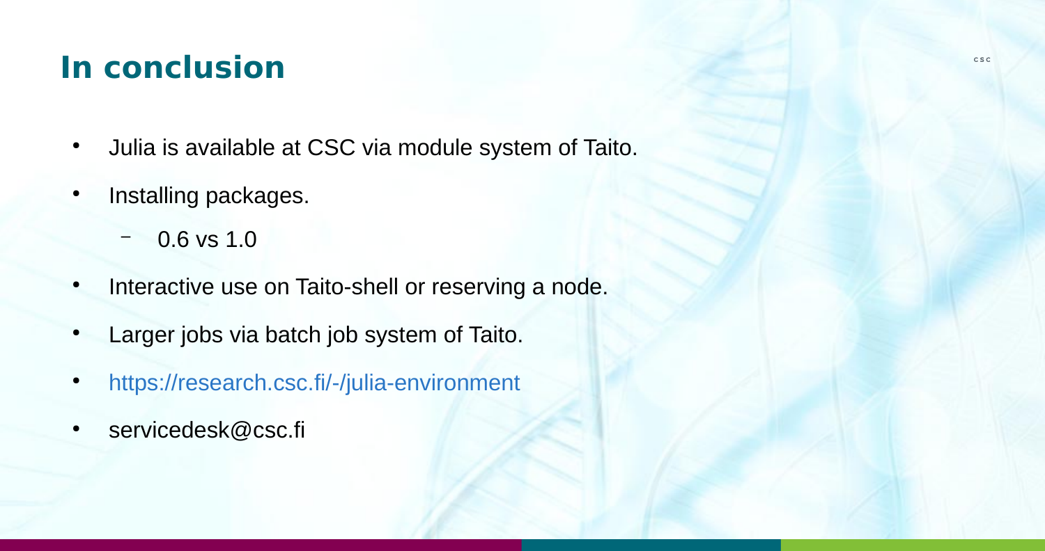# In conclusion

- Julia is available at CSC via module system of Taito.
- Installing packages.
  - 0.6 vs 1.0
- Interactive use on Taito-shell or reserving a node.
- Larger jobs via batch job system of Taito.
- https://research.csc.fi/-/julia-environment
- servicedesk@csc.fi